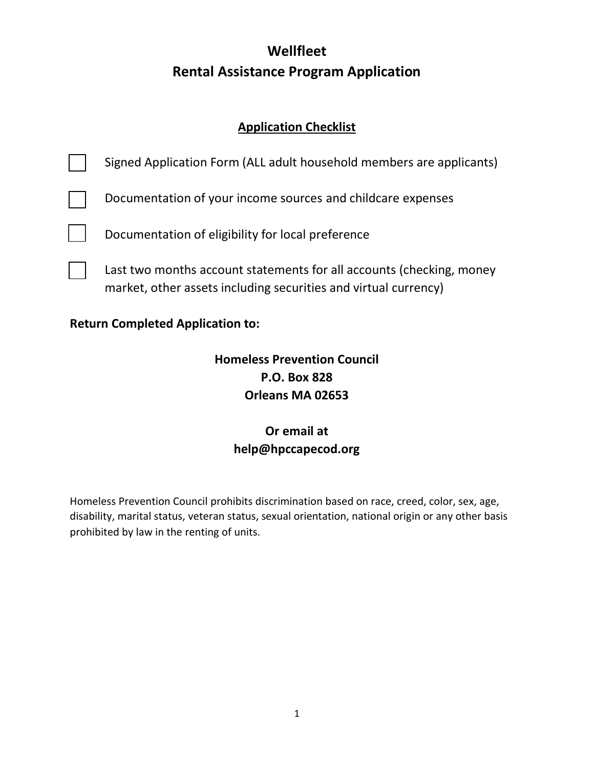# Wellfleet
# Rental Assistance Program Application

## Application Checklist

- [ ] Signed Application Form (ALL adult household members are applicants)
- [ ] Documentation of your income sources and childcare expenses
- [ ] Documentation of eligibility for local preference
- [ ] Last two months account statements for all accounts (checking, money market, other assets including securities and virtual currency)

**Return Completed Application to:**

**Homeless Prevention Council**
**P.O. Box 828**
**Orleans MA 02653**

**Or email at**
**help@hpccapecod.org**

Homeless Prevention Council prohibits discrimination based on race, creed, color, sex, age, disability, marital status, veteran status, sexual orientation, national origin or any other basis prohibited by law in the renting of units.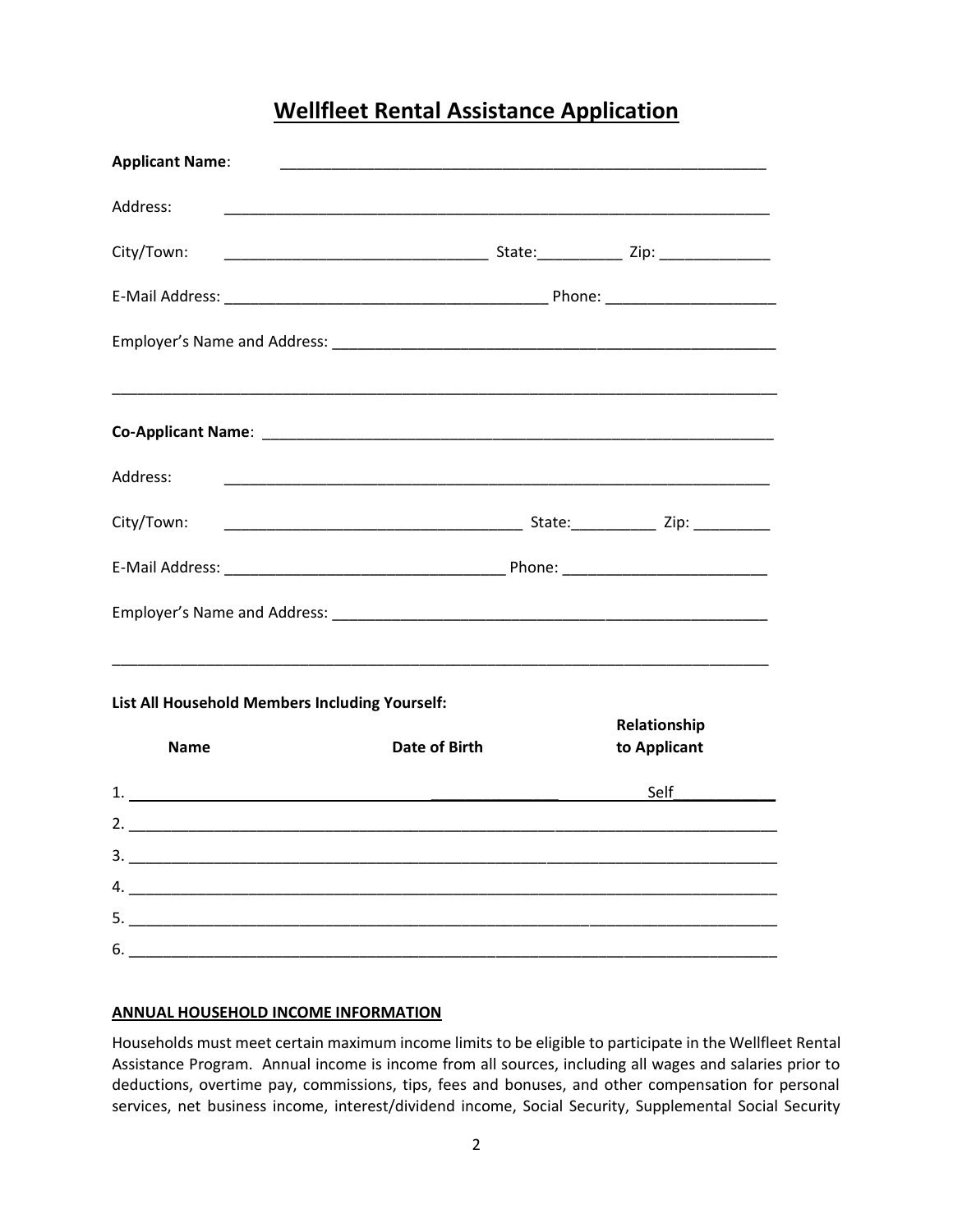# Wellfleet Rental Assistance Application

**Applicant Name**: ___________________________________________________________

Address: _____________________________________________________________________

City/Town: _______________________________ State:__________ Zip: _____________

E-Mail Address: ______________________________________ Phone: ____________________

Employer's Name and Address: ______________________________________________________

_____________________________________________________________________________

**Co-Applicant Name**: ______________________________________________________________

Address: _____________________________________________________________________

City/Town: ___________________________________ State:__________ Zip: _________

E-Mail Address: _________________________________ Phone: ________________________

Employer's Name and Address: _____________________________________________________

_____________________________________________________________________________

**List All Household Members Including Yourself:**

| **Name** | **Date of Birth** | **Relationship to Applicant** |
|---|---|---|
| 1. | | Self |
| 2. | | |
| 3. | | |
| 4. | | |
| 5. | | |
| 6. | | |

**ANNUAL HOUSEHOLD INCOME INFORMATION**

Households must meet certain maximum income limits to be eligible to participate in the Wellfleet Rental Assistance Program. Annual income is income from all sources, including all wages and salaries prior to deductions, overtime pay, commissions, tips, fees and bonuses, and other compensation for personal services, net business income, interest/dividend income, Social Security, Supplemental Social Security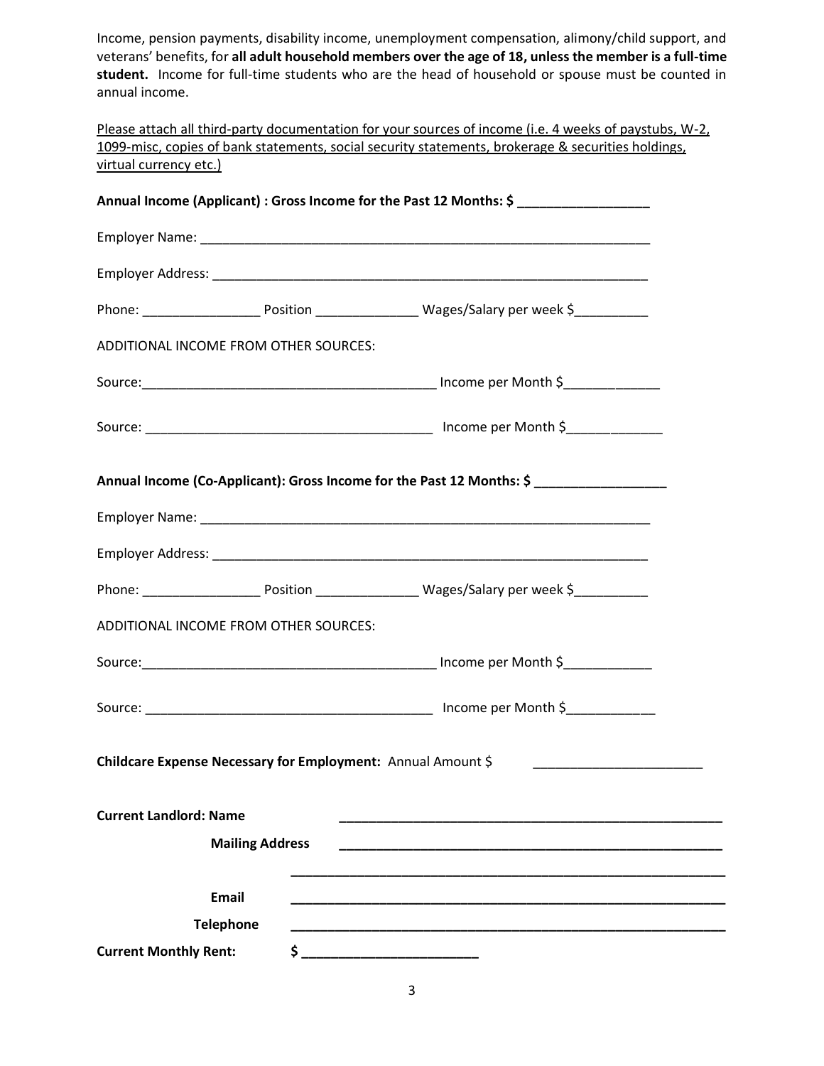Income, pension payments, disability income, unemployment compensation, alimony/child support, and veterans' benefits, for **all adult household members over the age of 18, unless the member is a full-time student.** Income for full-time students who are the head of household or spouse must be counted in annual income.

Please attach all third-party documentation for your sources of income (i.e. 4 weeks of paystubs, W-2, 1099-misc, copies of bank statements, social security statements, brokerage & securities holdings, virtual currency etc.)

**Annual Income (Applicant) : Gross Income for the Past 12 Months: $ _________________**

Employer Name: ______________________________________________________________

Employer Address: ____________________________________________________________

Phone: ________________ Position ______________ Wages/Salary per week $__________

ADDITIONAL INCOME FROM OTHER SOURCES:

Source:________________________________________ Income per Month $_____________

Source: _______________________________________ Income per Month $_____________

**Annual Income (Co-Applicant): Gross Income for the Past 12 Months: $ _________________**

Employer Name: ______________________________________________________________

Employer Address: ____________________________________________________________

Phone: ________________ Position ______________ Wages/Salary per week $__________

ADDITIONAL INCOME FROM OTHER SOURCES:

Source:________________________________________ Income per Month $____________

Source: _______________________________________ Income per Month $____________

**Childcare Expense Necessary for Employment:** Annual Amount $ _______________________

**Current Landlord: Name** ____________________________________________________

**Mailing Address** ____________________________________________________

____________________________________________________________

**Email** ____________________________________________________________

**Telephone** ____________________________________________________________

**Current Monthly Rent:** **$ ________________________**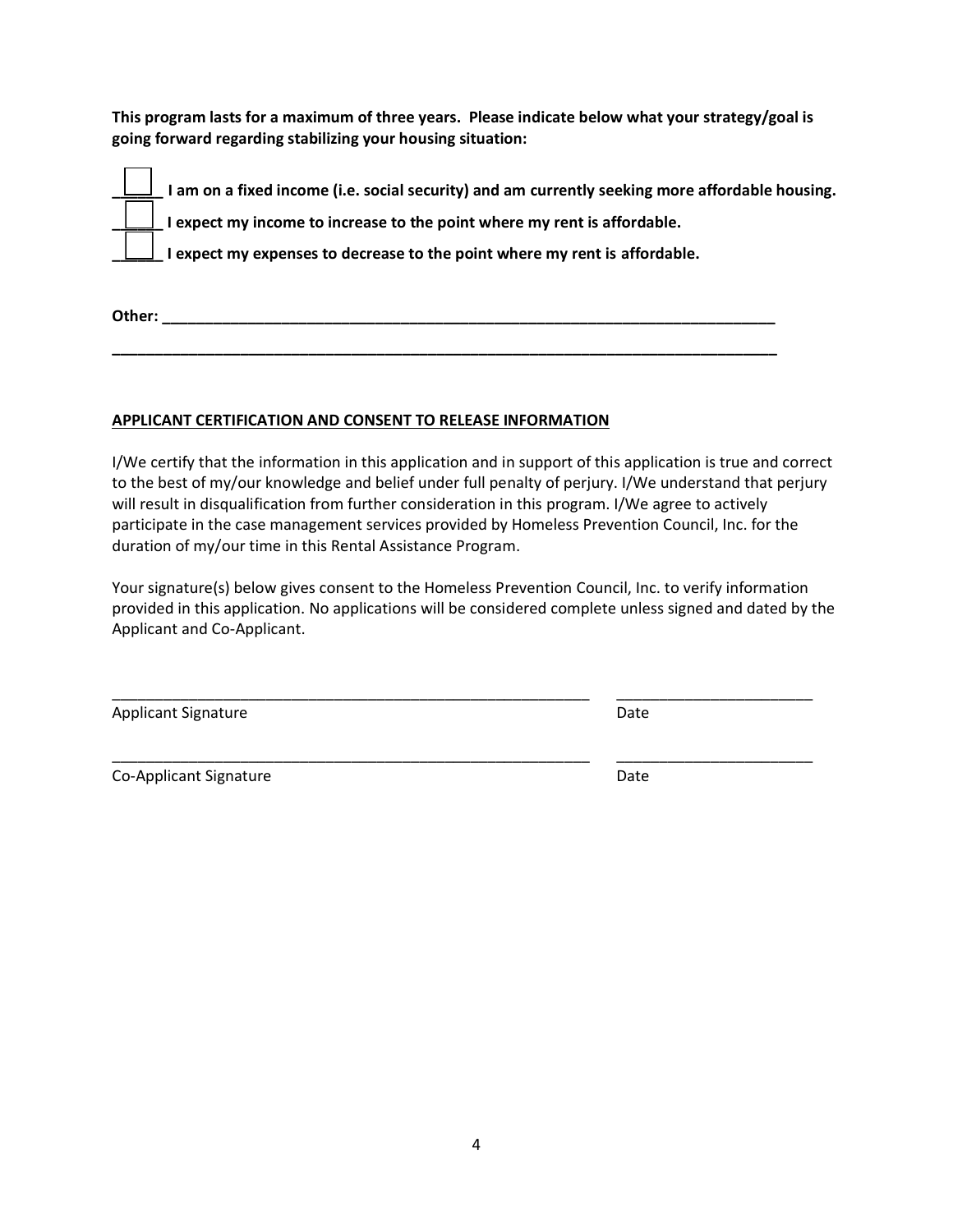**This program lasts for a maximum of three years. Please indicate below what your strategy/goal is going forward regarding stabilizing your housing situation:**

- [ ] **I am on a fixed income (i.e. social security) and am currently seeking more affordable housing.**
- [ ] **I expect my income to increase to the point where my rent is affordable.**
- [ ] **I expect my expenses to decrease to the point where my rent is affordable.**

**Other: ___________________________________________________________________________**

**_________________________________________________________________________________**

**APPLICANT CERTIFICATION AND CONSENT TO RELEASE INFORMATION**

I/We certify that the information in this application and in support of this application is true and correct to the best of my/our knowledge and belief under full penalty of perjury. I/We understand that perjury will result in disqualification from further consideration in this program. I/We agree to actively participate in the case management services provided by Homeless Prevention Council, Inc. for the duration of my/our time in this Rental Assistance Program.

Your signature(s) below gives consent to the Homeless Prevention Council, Inc. to verify information provided in this application. No applications will be considered complete unless signed and dated by the Applicant and Co-Applicant.

_______________________________________________ &nbsp;&nbsp;&nbsp; ______________________

Applicant Signature &nbsp;&nbsp;&nbsp; Date

_______________________________________________ &nbsp;&nbsp;&nbsp; ______________________

Co-Applicant Signature &nbsp;&nbsp;&nbsp; Date